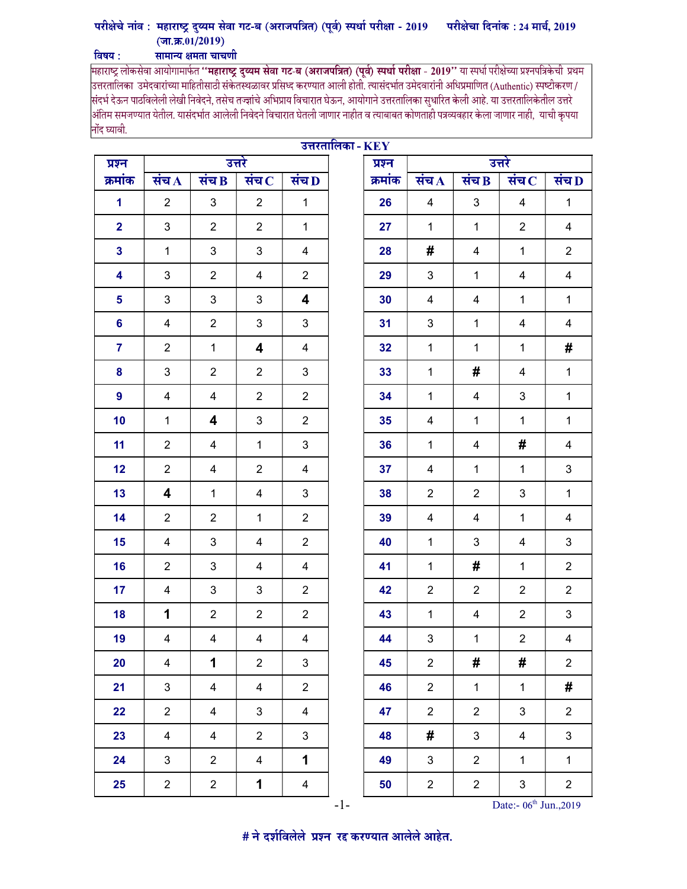परीक्षेचे नांव : महाराष्ट्र दुय्यम सेवा गट-ब (अराजपत्रित) (पूर्व) स्पर्धा परीक्षा - 2019 परीक्षेचा दिनांक : 24 मार्च, 2019
(जा.क्र.01/2019)

विषय : सामान्य क्षमता चाचणी

महाराष्ट्र लोकसेवा आयोगामार्फत **"महाराष्ट्र दुय्यम सेवा गट-ब (अराजपत्रित) (पूर्व) स्पर्धा परीक्षा** - 2019" या स्पर्धा परीक्षेच्या प्रश्नपत्रिकेची प्रथम उत्तरतालिका उमेदवारांच्या माहितीसाठी संकेतस्थळावर प्रसिध्द करण्यात आली होती. त्यासंदर्भात उमेदवारांनी अधिप्रमाणित (Authentic) स्पष्टीकरण / संदर्भ देऊन पाठविलेली लेखी निवेदने, तसेच तज्ज्ञांचे अभिप्राय विचारात घेऊन, आयोगाने उत्तरतालिका सुधारित केली आहे. या उत्तरतालिकेतील उत्तरे अंतिम समजण्यात येतील. यासंदर्भात आलेली निवेदने विचारात घेतली जाणार नाहीत व त्याबाबत कोणताही पत्रव्यवहार केला जाणार नाही, याची कृपया नोंद घ्यावी.

## उत्तरतालिका - KEY

| प्रश्न क्रमांक | संच A | संच B | संच C | संच D |
|---|---|---|---|---|
| 1 | 2 | 3 | 2 | 1 |
| 2 | 3 | 2 | 2 | 1 |
| 3 | 1 | 3 | 3 | 4 |
| 4 | 3 | 2 | 4 | 2 |
| 5 | 3 | 3 | 3 | 4 |
| 6 | 4 | 2 | 3 | 3 |
| 7 | 2 | 1 | 4 | 4 |
| 8 | 3 | 2 | 2 | 3 |
| 9 | 4 | 4 | 2 | 2 |
| 10 | 1 | 4 | 3 | 2 |
| 11 | 2 | 4 | 1 | 3 |
| 12 | 2 | 4 | 2 | 4 |
| 13 | 4 | 1 | 4 | 3 |
| 14 | 2 | 2 | 1 | 2 |
| 15 | 4 | 3 | 4 | 2 |
| 16 | 2 | 3 | 4 | 4 |
| 17 | 4 | 3 | 3 | 2 |
| 18 | 1 | 2 | 2 | 2 |
| 19 | 4 | 4 | 4 | 4 |
| 20 | 4 | 1 | 2 | 3 |
| 21 | 3 | 4 | 4 | 2 |
| 22 | 2 | 4 | 3 | 4 |
| 23 | 4 | 4 | 2 | 3 |
| 24 | 3 | 2 | 4 | 1 |
| 25 | 2 | 2 | 1 | 4 |
| 26 | 4 | 3 | 4 | 1 |
| 27 | 1 | 1 | 2 | 4 |
| 28 | # | 4 | 1 | 2 |
| 29 | 3 | 1 | 4 | 4 |
| 30 | 4 | 4 | 1 | 1 |
| 31 | 3 | 1 | 4 | 4 |
| 32 | 1 | 1 | 1 | # |
| 33 | 1 | # | 4 | 1 |
| 34 | 1 | 4 | 3 | 1 |
| 35 | 4 | 1 | 1 | 1 |
| 36 | 1 | 4 | # | 4 |
| 37 | 4 | 1 | 1 | 3 |
| 38 | 2 | 2 | 3 | 1 |
| 39 | 4 | 4 | 1 | 4 |
| 40 | 1 | 3 | 4 | 3 |
| 41 | 1 | # | 1 | 2 |
| 42 | 2 | 2 | 2 | 2 |
| 43 | 1 | 4 | 2 | 3 |
| 44 | 3 | 1 | 2 | 4 |
| 45 | 2 | # | # | 2 |
| 46 | 2 | 1 | 1 | # |
| 47 | 2 | 2 | 3 | 2 |
| 48 | # | 3 | 4 | 3 |
| 49 | 3 | 2 | 1 | 1 |
| 50 | 2 | 2 | 3 | 2 |

Date:- 06th Jun.,2019

**# ने दर्शविलेले प्रश्न रद्द करण्यात आलेले आहेत.**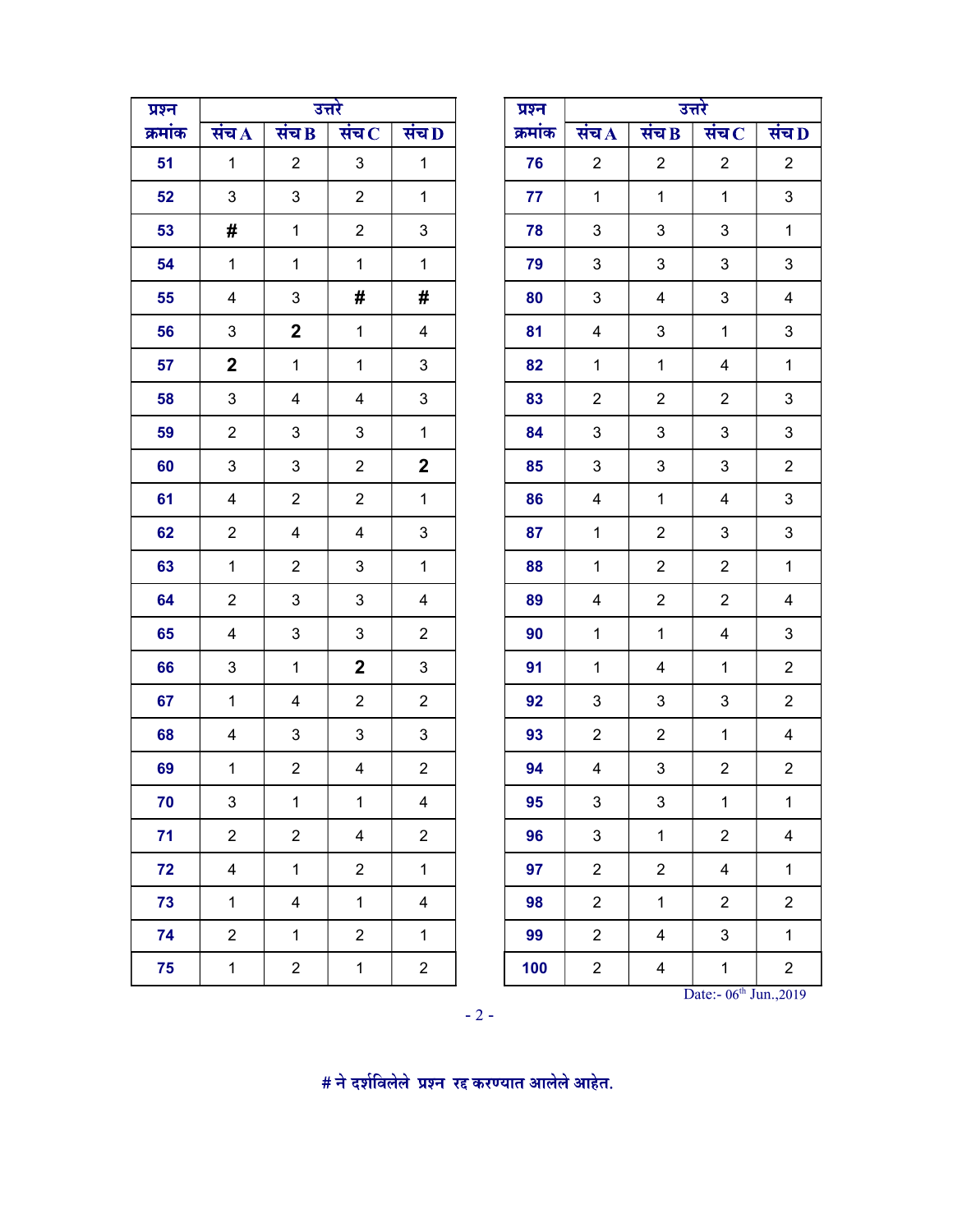| प्रश्न क्रमांक | उत्तरे | | | |
|---|---|---|---|---|
| | संच A | संच B | संच C | संच D |
| 51 | 1 | 2 | 3 | 1 |
| 52 | 3 | 3 | 2 | 1 |
| 53 | **#** | 1 | 2 | 3 |
| 54 | 1 | 1 | 1 | 1 |
| 55 | 4 | 3 | **#** | **#** |
| 56 | 3 | **2** | 1 | 4 |
| 57 | **2** | 1 | 1 | 3 |
| 58 | 3 | 4 | 4 | 3 |
| 59 | 2 | 3 | 3 | 1 |
| 60 | 3 | 3 | 2 | **2** |
| 61 | 4 | 2 | 2 | 1 |
| 62 | 2 | 4 | 4 | 3 |
| 63 | 1 | 2 | 3 | 1 |
| 64 | 2 | 3 | 3 | 4 |
| 65 | 4 | 3 | 3 | 2 |
| 66 | 3 | 1 | **2** | 3 |
| 67 | 1 | 4 | 2 | 2 |
| 68 | 4 | 3 | 3 | 3 |
| 69 | 1 | 2 | 4 | 2 |
| 70 | 3 | 1 | 1 | 4 |
| 71 | 2 | 2 | 4 | 2 |
| 72 | 4 | 1 | 2 | 1 |
| 73 | 1 | 4 | 1 | 4 |
| 74 | 2 | 1 | 2 | 1 |
| 75 | 1 | 2 | 1 | 2 |

| प्रश्न क्रमांक | उत्तरे | | | |
|---|---|---|---|---|
| | संच A | संच B | संच C | संच D |
| 76 | 2 | 2 | 2 | 2 |
| 77 | 1 | 1 | 1 | 3 |
| 78 | 3 | 3 | 3 | 1 |
| 79 | 3 | 3 | 3 | 3 |
| 80 | 3 | 4 | 3 | 4 |
| 81 | 4 | 3 | 1 | 3 |
| 82 | 1 | 1 | 4 | 1 |
| 83 | 2 | 2 | 2 | 3 |
| 84 | 3 | 3 | 3 | 3 |
| 85 | 3 | 3 | 3 | 2 |
| 86 | 4 | 1 | 4 | 3 |
| 87 | 1 | 2 | 3 | 3 |
| 88 | 1 | 2 | 2 | 1 |
| 89 | 4 | 2 | 2 | 4 |
| 90 | 1 | 1 | 4 | 3 |
| 91 | 1 | 4 | 1 | 2 |
| 92 | 3 | 3 | 3 | 2 |
| 93 | 2 | 2 | 1 | 4 |
| 94 | 4 | 3 | 2 | 2 |
| 95 | 3 | 3 | 1 | 1 |
| 96 | 3 | 1 | 2 | 4 |
| 97 | 2 | 2 | 4 | 1 |
| 98 | 2 | 1 | 2 | 2 |
| 99 | 2 | 4 | 3 | 1 |
| 100 | 2 | 4 | 1 | 2 |

Date:- 06th Jun.,2019

**# ने दर्शविलेले प्रश्न रद्द करण्यात आलेले आहेत.**